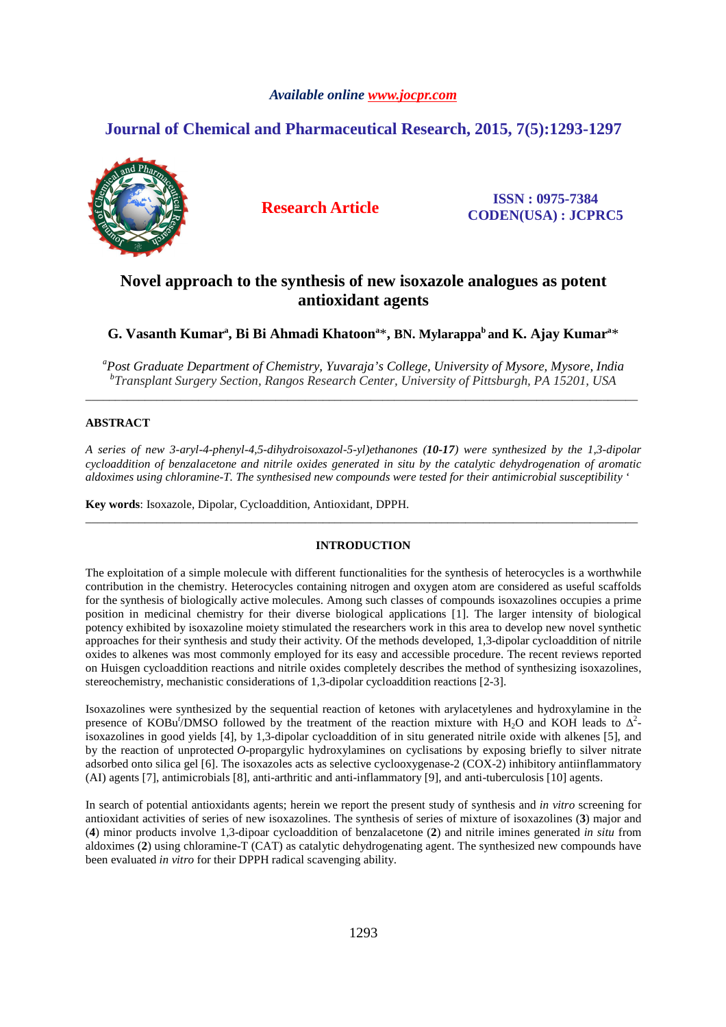# Novel approach to the synthesis of new isoxazole analogues as potent antioxidant agents

**G. Vasanth Kumar[a], Bi Bi Ahmadi Khatoon[a]\*, BN. Mylarappa[b] and K. Ajay Kumar[a]\***

*[a]Post Graduate Department of Chemistry, Yuvaraja's College, University of Mysore, Mysore, India*
*[b]Transplant Surgery Section, Rangos Research Center, University of Pittsburgh, PA 15201, USA*

---

## ABSTRACT

*A series of new 3-aryl-4-phenyl-4,5-dihydroisoxazol-5-yl)ethanones (**10-17**) were synthesized by the 1,3-dipolar cycloaddition of benzalacetone and nitrile oxides generated in situ by the catalytic dehydrogenation of aromatic aldoximes using chloramine-T. The synthesised new compounds were tested for their antimicrobial susceptibility '*

**Key words**: Isoxazole, Dipolar, Cycloaddition, Antioxidant, DPPH.

---

## INTRODUCTION

The exploitation of a simple molecule with different functionalities for the synthesis of heterocycles is a worthwhile contribution in the chemistry. Heterocycles containing nitrogen and oxygen atom are considered as useful scaffolds for the synthesis of biologically active molecules. Among such classes of compounds isoxazolines occupies a prime position in medicinal chemistry for their diverse biological applications [1]. The larger intensity of biological potency exhibited by isoxazoline moiety stimulated the researchers work in this area to develop new novel synthetic approaches for their synthesis and study their activity. Of the methods developed, 1,3-dipolar cycloaddition of nitrile oxides to alkenes was most commonly employed for its easy and accessible procedure. The recent reviews reported on Huisgen cycloaddition reactions and nitrile oxides completely describes the method of synthesizing isoxazolines, stereochemistry, mechanistic considerations of 1,3-dipolar cycloaddition reactions [2-3].

Isoxazolines were synthesized by the sequential reaction of ketones with arylacetylenes and hydroxylamine in the presence of $KOBu^t$/DMSO followed by the treatment of the reaction mixture with $H_2O$ and KOH leads to $\Delta^2$-isoxazolines in good yields [4], by 1,3-dipolar cycloaddition of in situ generated nitrile oxide with alkenes [5], and by the reaction of unprotected *O*-propargylic hydroxylamines on cyclisations by exposing briefly to silver nitrate adsorbed onto silica gel [6]. The isoxazoles acts as selective cyclooxygenase-2 (COX-2) inhibitory antiinflammatory (AI) agents [7], antimicrobials [8], anti-arthritic and anti-inflammatory [9], and anti-tuberculosis [10] agents.

In search of potential antioxidants agents; herein we report the present study of synthesis and *in vitro* screening for antioxidant activities of series of new isoxazolines. The synthesis of series of mixture of isoxazolines (**3**) major and (**4**) minor products involve 1,3-dipoar cycloaddition of benzalacetone (**2**) and nitrile imines generated *in situ* from aldoximes (**2**) using chloramine-T (CAT) as catalytic dehydrogenating agent. The synthesized new compounds have been evaluated *in vitro* for their DPPH radical scavenging ability.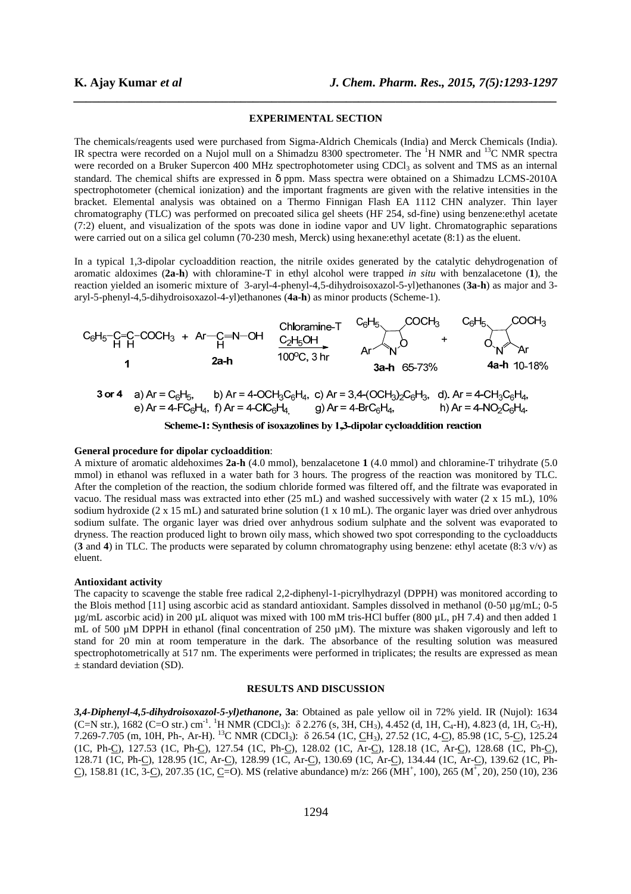## EXPERIMENTAL SECTION

The chemicals/reagents used were purchased from Sigma-Aldrich Chemicals (India) and Merck Chemicals (India). IR spectra were recorded on a Nujol mull on a Shimadzu 8300 spectrometer. The $^{1}H$ NMR and $^{13}C$ NMR spectra were recorded on a Bruker Supercon 400 MHz spectrophotometer using $CDCl_3$ as solvent and TMS as an internal standard. The chemical shifts are expressed in δ ppm. Mass spectra were obtained on a Shimadzu LCMS-2010A spectrophotometer (chemical ionization) and the important fragments are given with the relative intensities in the bracket. Elemental analysis was obtained on a Thermo Finnigan Flash EA 1112 CHN analyzer. Thin layer chromatography (TLC) was performed on precoated silica gel sheets (HF 254, sd-fine) using benzene:ethyl acetate (7:2) eluent, and visualization of the spots was done in iodine vapor and UV light. Chromatographic separations were carried out on a silica gel column (70-230 mesh, Merck) using hexane:ethyl acetate (8:1) as the eluent.

In a typical 1,3-dipolar cycloaddition reaction, the nitrile oxides generated by the catalytic dehydrogenation of aromatic aldoximes (**2a-h**) with chloramine-T in ethyl alcohol were trapped *in situ* with benzalacetone (**1**), the reaction yielded an isomeric mixture of 3-aryl-4-phenyl-4,5-dihydroisoxazol-5-yl)ethanones (**3a-h**) as major and 3-aryl-5-phenyl-4,5-dihydroisoxazol-4-yl)ethanones (**4a-h**) as minor products (Scheme-1).

$C_6H_5$–CH=CH–$COCH_3$ (**1**) + Ar–CH=N–OH (**2a-h**) → (Chloramine-T, $C_2H_5OH$, 100$^{o}$C, 3 hr) → **3a-h** 65-73% + **4a-h** 10-18%

**3 or 4** a) Ar = $C_6H_5$, b) Ar = 4-$OCH_3C_6H_4$, c) Ar = 3,4-$(OCH_3)_2C_6H_3$, d). Ar = 4-$CH_3C_6H_4$, e) Ar = 4-$FC_6H_4$, f) Ar = 4-$ClC_6H_4$, g) Ar = 4-$BrC_6H_4$, h) Ar = 4-$NO_2C_6H_4$.

**Scheme-1: Synthesis of isoxazolines by 1,3-dipolar cycloaddition reaction**

**General procedure for dipolar cycloaddition**:
A mixture of aromatic aldehoximes **2a-h** (4.0 mmol), benzalacetone **1** (4.0 mmol) and chloramine-T trihydrate (5.0 mmol) in ethanol was refluxed in a water bath for 3 hours. The progress of the reaction was monitored by TLC. After the completion of the reaction, the sodium chloride formed was filtered off, and the filtrate was evaporated in vacuo. The residual mass was extracted into ether (25 mL) and washed successively with water (2 x 15 mL), 10% sodium hydroxide (2 x 15 mL) and saturated brine solution (1 x 10 mL). The organic layer was dried over anhydrous sodium sulfate. The organic layer was dried over anhydrous sodium sulphate and the solvent was evaporated to dryness. The reaction produced light to brown oily mass, which showed two spot corresponding to the cycloadducts (**3** and **4**) in TLC. The products were separated by column chromatography using benzene: ethyl acetate (8:3 v/v) as eluent.

**Antioxidant activity**
The capacity to scavenge the stable free radical 2,2-diphenyl-1-picrylhydrazyl (DPPH) was monitored according to the Blois method [11] using ascorbic acid as standard antioxidant. Samples dissolved in methanol (0-50 µg/mL; 0-5 µg/mL ascorbic acid) in 200 µL aliquot was mixed with 100 mM tris-HCl buffer (800 µL, pH 7.4) and then added 1 mL of 500 µM DPPH in ethanol (final concentration of 250 µM). The mixture was shaken vigorously and left to stand for 20 min at room temperature in the dark. The absorbance of the resulting solution was measured spectrophotometrically at 517 nm. The experiments were performed in triplicates; the results are expressed as mean ± standard deviation (SD).

## RESULTS AND DISCUSSION

***3,4-Diphenyl-4,5-dihydroisoxazol-5-yl)ethanone*, 3a**: Obtained as pale yellow oil in 72% yield. IR (Nujol): 1634 (C=N str.), 1682 (C=O str.) $cm^{-1}$. $^{1}H$ NMR ($CDCl_3$): δ 2.276 (s, 3H, $CH_3$), 4.452 (d, 1H, $C_4$-H), 4.823 (d, 1H, $C_5$-H), 7.269-7.705 (m, 10H, Ph-, Ar-H). $^{13}C$ NMR ($CDCl_3$): δ 26.54 (1C, CH$_3$), 27.52 (1C, 4-C), 85.98 (1C, 5-C), 125.24 (1C, Ph-C), 127.53 (1C, Ph-C), 127.54 (1C, Ph-C), 128.02 (1C, Ar-C), 128.18 (1C, Ar-C), 128.68 (1C, Ph-C), 128.71 (1C, Ph-C), 128.95 (1C, Ar-C), 128.99 (1C, Ar-C), 130.69 (1C, Ar-C), 134.44 (1C, Ar-C), 139.62 (1C, Ph-C), 158.81 (1C, 3-C), 207.35 (1C, C=O). MS (relative abundance) m/z: 266 ($MH^{+}$, 100), 265 ($M^{+}$, 20), 250 (10), 236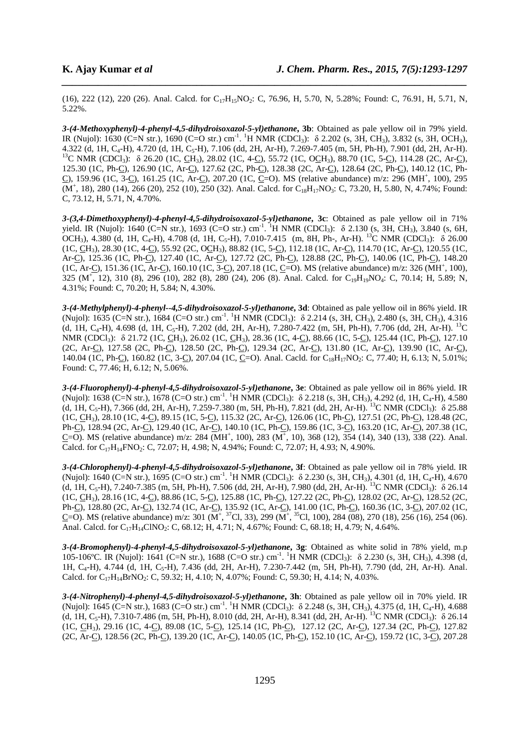(16), 222 (12), 220 (26). Anal. Calcd. for $C_{17}H_{15}NO_2$: C, 76.96, H, 5.70, N, 5.28%; Found: C, 76.91, H, 5.71, N, 5.22%.

***3-(4-Methoxyphenyl)-4-phenyl-4,5-dihydroisoxazol-5-yl)ethanone*, 3b**: Obtained as pale yellow oil in 79% yield. IR (Nujol): 1630 (C=N str.), 1690 (C=O str.) $cm^{-1}$. $^1H$ NMR ($CDCl_3$): δ 2.202 (s, 3H, $CH_3$), 3.832 (s, 3H, $OCH_3$), 4.322 (d, 1H, $C_4$-H), 4.720 (d, 1H, $C_5$-H), 7.106 (dd, 2H, Ar-H), 7.269-7.405 (m, 5H, Ph-H), 7.901 (dd, 2H, Ar-H). $^{13}C$ NMR ($CDCl_3$): δ 26.20 (1C, $\underline{C}H_3$), 28.02 (1C, 4-$\underline{C}$), 55.72 (1C, $O\underline{C}H_3$), 88.70 (1C, 5-$\underline{C}$), 114.28 (2C, Ar-$\underline{C}$), 125.30 (1C, Ph-$\underline{C}$), 126.90 (1C, Ar-$\underline{C}$), 127.62 (2C, Ph-$\underline{C}$), 128.38 (2C, Ar-$\underline{C}$), 128.64 (2C, Ph-$\underline{C}$), 140.12 (1C, Ph-$\underline{C}$), 159.96 (1C, 3-$\underline{C}$), 161.25 (1C, Ar-$\underline{C}$), 207.20 (1C, $\underline{C}$=O). MS (relative abundance) m/z: 296 ($MH^+$, 100), 295 ($M^+$, 18), 280 (14), 266 (20), 252 (10), 250 (32). Anal. Calcd. for $C_{18}H_{17}NO_3$: C, 73.20, H, 5.80, N, 4.74%; Found: C, 73.12, H, 5.71, N, 4.70%.

***3-(3,4-Dimethoxyphenyl)-4-phenyl-4,5-dihydroisoxazol-5-yl)ethanone*, 3c**: Obtained as pale yellow oil in 71% yield. IR (Nujol): 1640 (C=N str.), 1693 (C=O str.) $cm^{-1}$. $^1H$ NMR ($CDCl_3$): δ 2.130 (s, 3H, $CH_3$), 3.840 (s, 6H, $OCH_3$), 4.380 (d, 1H, $C_4$-H), 4.708 (d, 1H, $C_5$-H), 7.010-7.415 (m, 8H, Ph-, Ar-H). $^{13}C$ NMR ($CDCl_3$): δ 26.00 (1C, $\underline{C}H_3$), 28.30 (1C, 4-$\underline{C}$), 55.92 (2C, $O\underline{C}H_3$), 88.82 (1C, 5-$\underline{C}$), 112.18 (1C, Ar-$\underline{C}$), 114.70 (1C, Ar-$\underline{C}$), 120.55 (1C, Ar-$\underline{C}$), 125.36 (1C, Ph-$\underline{C}$), 127.40 (1C, Ar-$\underline{C}$), 127.72 (2C, Ph-$\underline{C}$), 128.88 (2C, Ph-$\underline{C}$), 140.06 (1C, Ph-$\underline{C}$), 148.20 (1C, Ar-$\underline{C}$), 151.36 (1C, Ar-$\underline{C}$), 160.10 (1C, 3-$\underline{C}$), 207.18 (1C, $\underline{C}$=O). MS (relative abundance) m/z: 326 ($MH^+$, 100), 325 ($M^+$, 12), 310 (8), 296 (10), 282 (8), 280 (24), 206 (8). Anal. Calcd. for $C_{19}H_{19}NO_4$: C, 70.14; H, 5.89; N, 4.31%; Found: C, 70.20; H, 5.84; N, 4.30%.

***3-(4-Methylphenyl)-4-phenyl--4,5-dihydroisoxazol-5-yl)ethanone*, 3d**: Obtained as pale yellow oil in 86% yield. IR (Nujol): 1635 (C=N str.), 1684 (C=O str.) $cm^{-1}$. $^1H$ NMR ($CDCl_3$): δ 2.214 (s, 3H, $CH_3$), 2.480 (s, 3H, $CH_3$), 4.316 (d, 1H, $C_4$-H), 4.698 (d, 1H, $C_5$-H), 7.202 (dd, 2H, Ar-H), 7.280-7.422 (m, 5H, Ph-H), 7.706 (dd, 2H, Ar-H). $^{13}C$ NMR ($CDCl_3$): δ 21.72 (1C, $\underline{C}H_3$), 26.02 (1C, $\underline{C}H_3$), 28.36 (1C, 4-$\underline{C}$), 88.66 (1C, 5-$\underline{C}$), 125.44 (1C, Ph-$\underline{C}$), 127.10 (2C, Ar-$\underline{C}$), 127.58 (2C, Ph-$\underline{C}$), 128.50 (2C, Ph-$\underline{C}$), 129.34 (2C, Ar-$\underline{C}$), 131.80 (1C, Ar-$\underline{C}$), 139.90 (1C, Ar-$\underline{C}$), 140.04 (1C, Ph-$\underline{C}$), 160.82 (1C, 3-$\underline{C}$), 207.04 (1C, $\underline{C}$=O). Anal. Cacld. for $C_{18}H_{17}NO_2$: C, 77.40; H, 6.13; N, 5.01%; Found: C, 77.46; H, 6.12; N, 5.06%.

***3-(4-Fluorophenyl)-4-phenyl-4,5-dihydroisoxazol-5-yl)ethanone*, 3e**: Obtained as pale yellow oil in 86% yield. IR (Nujol): 1638 (C=N str.), 1678 (C=O str.) $cm^{-1}$. $^1H$ NMR ($CDCl_3$): δ 2.218 (s, 3H, $CH_3$), 4.292 (d, 1H, $C_4$-H), 4.580 (d, 1H, $C_5$-H), 7.366 (dd, 2H, Ar-H), 7.259-7.380 (m, 5H, Ph-H), 7.821 (dd, 2H, Ar-H). $^{13}C$ NMR ($CDCl_3$): δ 25.88 (1C, $\underline{C}H_3$), 28.10 (1C, 4-$\underline{C}$), 89.15 (1C, 5-$\underline{C}$), 115.32 (2C, Ar-$\underline{C}$), 126.06 (1C, Ph-$\underline{C}$), 127.51 (2C, Ph-$\underline{C}$), 128.48 (2C, Ph-$\underline{C}$), 128.94 (2C, Ar-$\underline{C}$), 129.40 (1C, Ar-$\underline{C}$), 140.10 (1C, Ph-$\underline{C}$), 159.86 (1C, 3-$\underline{C}$), 163.20 (1C, Ar-$\underline{C}$), 207.38 (1C, $\underline{C}$=O). MS (relative abundance) m/z: 284 ($MH^+$, 100), 283 ($M^+$, 10), 368 (12), 354 (14), 340 (13), 338 (22). Anal. Calcd. for $C_{17}H_{14}FNO_2$: C, 72.07; H, 4.98; N, 4.94%; Found: C, 72.07; H, 4.93; N, 4.90%.

***3-(4-Chlorophenyl)-4-phenyl-4,5-dihydroisoxazol-5-yl)ethanone*, 3f**: Obtained as pale yellow oil in 78% yield. IR (Nujol): 1640 (C=N str.), 1695 (C=O str.) $cm^{-1}$. $^1H$ NMR ($CDCl_3$): δ 2.230 (s, 3H, $CH_3$), 4.301 (d, 1H, $C_4$-H), 4.670 (d, 1H, $C_5$-H), 7.240-7.385 (m, 5H, Ph-H), 7.506 (dd, 2H, Ar-H), 7.980 (dd, 2H, Ar-H). $^{13}C$ NMR ($CDCl_3$): δ 26.14 (1C, $\underline{C}H_3$), 28.16 (1C, 4-$\underline{C}$), 88.86 (1C, 5-$\underline{C}$), 125.88 (1C, Ph-$\underline{C}$), 127.22 (2C, Ph-$\underline{C}$), 128.02 (2C, Ar-$\underline{C}$), 128.52 (2C, Ph-$\underline{C}$), 128.80 (2C, Ar-$\underline{C}$), 132.74 (1C, Ar-$\underline{C}$), 135.92 (1C, Ar-$\underline{C}$), 141.00 (1C, Ph-$\underline{C}$), 160.36 (1C, 3-$\underline{C}$), 207.02 (1C, $\underline{C}$=O). MS (relative abundance) m/z: 301 ($M^+$, $^{37}Cl$, 33), 299 ($M^+$, $^{35}Cl$, 100), 284 (08), 270 (18), 256 (16), 254 (06). Anal. Calcd. for $C_{17}H_{14}ClNO_2$: C, 68.12; H, 4.71; N, 4.67%; Found: C, 68.18; H, 4.79; N, 4.64%.

***3-(4-Bromophenyl)-4-phenyl-4,5-dihydroisoxazol-5-yl)ethanone*, 3g**: Obtained as white solid in 78% yield, m.p 105-106ºC. IR (Nujol): 1641 (C=N str.), 1688 (C=O str.) $cm^{-1}$. $^1H$ NMR ($CDCl_3$): δ 2.230 (s, 3H, $CH_3$), 4.398 (d, 1H, $C_4$-H), 4.744 (d, 1H, $C_5$-H), 7.436 (dd, 2H, Ar-H), 7.230-7.442 (m, 5H, Ph-H), 7.790 (dd, 2H, Ar-H). Anal. Calcd. for $C_{17}H_{14}BrNO_2$: C, 59.32; H, 4.10; N, 4.07%; Found: C, 59.30; H, 4.14; N, 4.03%.

***3-(4-Nitrophenyl)-4-phenyl-4,5-dihydroisoxazol-5-yl)ethanone*, 3h**: Obtained as pale yellow oil in 70% yield. IR (Nujol): 1645 (C=N str.), 1683 (C=O str.) $cm^{-1}$. $^1H$ NMR ($CDCl_3$): δ 2.248 (s, 3H, $CH_3$), 4.375 (d, 1H, $C_4$-H), 4.688 (d, 1H, $C_5$-H), 7.310-7.486 (m, 5H, Ph-H), 8.010 (dd, 2H, Ar-H), 8.341 (dd, 2H, Ar-H). $^{13}C$ NMR ($CDCl_3$): δ 26.14 (1C, $\underline{C}H_3$), 29.16 (1C, 4-$\underline{C}$), 89.08 (1C, 5-$\underline{C}$), 125.14 (1C, Ph-$\underline{C}$), 127.12 (2C, Ar-$\underline{C}$), 127.34 (2C, Ph-$\underline{C}$), 127.82 (2C, Ar-$\underline{C}$), 128.56 (2C, Ph-$\underline{C}$), 139.20 (1C, Ar-$\underline{C}$), 140.05 (1C, Ph-$\underline{C}$), 152.10 (1C, Ar-$\underline{C}$), 159.72 (1C, 3-$\underline{C}$), 207.28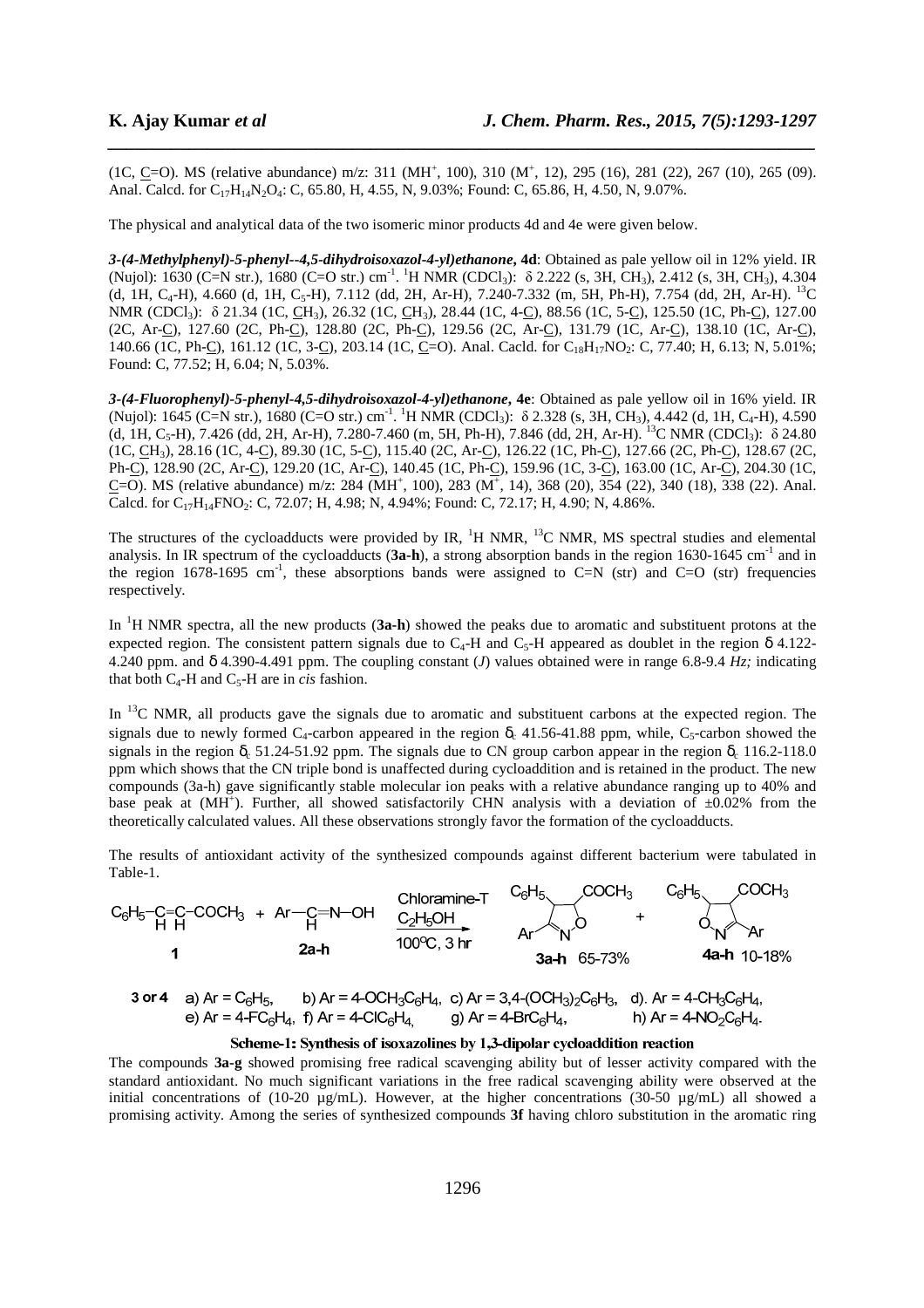(1C, C=O). MS (relative abundance) m/z: 311 (MH$^+$, 100), 310 (M$^+$, 12), 295 (16), 281 (22), 267 (10), 265 (09). Anal. Calcd. for $C_{17}H_{14}N_2O_4$: C, 65.80, H, 4.55, N, 9.03%; Found: C, 65.86, H, 4.50, N, 9.07%.

The physical and analytical data of the two isomeric minor products 4d and 4e were given below.

***3-(4-Methylphenyl)-5-phenyl--4,5-dihydroisoxazol-4-yl)ethanone*, 4d**: Obtained as pale yellow oil in 12% yield. IR (Nujol): 1630 (C=N str.), 1680 (C=O str.) cm$^{-1}$. $^1$H NMR ($CDCl_3$): δ 2.222 (s, 3H, $CH_3$), 2.412 (s, 3H, $CH_3$), 4.304 (d, 1H, $C_4$-H), 4.660 (d, 1H, $C_5$-H), 7.112 (dd, 2H, Ar-H), 7.240-7.332 (m, 5H, Ph-H), 7.754 (dd, 2H, Ar-H). $^{13}$C NMR ($CDCl_3$): δ 21.34 (1C, CH$_3$), 26.32 (1C, CH$_3$), 28.44 (1C, 4-C), 88.56 (1C, 5-C), 125.50 (1C, Ph-C), 127.00 (2C, Ar-C), 127.60 (2C, Ph-C), 128.80 (2C, Ph-C), 129.56 (2C, Ar-C), 131.79 (1C, Ar-C), 138.10 (1C, Ar-C), 140.66 (1C, Ph-C), 161.12 (1C, 3-C), 203.14 (1C, C=O). Anal. Cacld. for $C_{18}H_{17}NO_2$: C, 77.40; H, 6.13; N, 5.01%; Found: C, 77.52; H, 6.04; N, 5.03%.

***3-(4-Fluorophenyl)-5-phenyl-4,5-dihydroisoxazol-4-yl)ethanone*, 4e**: Obtained as pale yellow oil in 16% yield. IR (Nujol): 1645 (C=N str.), 1680 (C=O str.) cm$^{-1}$. $^1$H NMR ($CDCl_3$): δ 2.328 (s, 3H, $CH_3$), 4.442 (d, 1H, $C_4$-H), 4.590 (d, 1H, $C_5$-H), 7.426 (dd, 2H, Ar-H), 7.280-7.460 (m, 5H, Ph-H), 7.846 (dd, 2H, Ar-H). $^{13}$C NMR ($CDCl_3$): δ 24.80 (1C, CH$_3$), 28.16 (1C, 4-C), 89.30 (1C, 5-C), 115.40 (2C, Ar-C), 126.22 (1C, Ph-C), 127.66 (2C, Ph-C), 128.67 (2C, Ph-C), 128.90 (2C, Ar-C), 129.20 (1C, Ar-C), 140.45 (1C, Ph-C), 159.96 (1C, 3-C), 163.00 (1C, Ar-C), 204.30 (1C, C=O). MS (relative abundance) m/z: 284 (MH$^+$, 100), 283 (M$^+$, 14), 368 (20), 354 (22), 340 (18), 338 (22). Anal. Calcd. for $C_{17}H_{14}FNO_2$: C, 72.07; H, 4.98; N, 4.94%; Found: C, 72.17; H, 4.90; N, 4.86%.

The structures of the cycloadducts were provided by IR, $^1$H NMR, $^{13}$C NMR, MS spectral studies and elemental analysis. In IR spectrum of the cycloadducts (**3a-h**), a strong absorption bands in the region 1630-1645 cm$^{-1}$ and in the region 1678-1695 cm$^{-1}$, these absorptions bands were assigned to C=N (str) and C=O (str) frequencies respectively.

In $^1$H NMR spectra, all the new products (**3a-h**) showed the peaks due to aromatic and substituent protons at the expected region. The consistent pattern signals due to $C_4$-H and $C_5$-H appeared as doublet in the region δ 4.122-4.240 ppm. and δ 4.390-4.491 ppm. The coupling constant ($J$) values obtained were in range 6.8-9.4 *Hz;* indicating that both $C_4$-H and $C_5$-H are in *cis* fashion.

In $^{13}$C NMR, all products gave the signals due to aromatic and substituent carbons at the expected region. The signals due to newly formed $C_4$-carbon appeared in the region $\delta_c$ 41.56-41.88 ppm, while, $C_5$-carbon showed the signals in the region $\delta_c$ 51.24-51.92 ppm. The signals due to CN group carbon appear in the region $\delta_c$ 116.2-118.0 ppm which shows that the CN triple bond is unaffected during cycloaddition and is retained in the product. The new compounds (3a-h) gave significantly stable molecular ion peaks with a relative abundance ranging up to 40% and base peak at (MH$^+$). Further, all showed satisfactorily CHN analysis with a deviation of ±0.02% from the theoretically calculated values. All these observations strongly favor the formation of the cycloadducts.

The results of antioxidant activity of the synthesized compounds against different bacterium were tabulated in Table-1.

$C_6H_5$–CH=CH–$COCH_3$ (**1**) + Ar–CH=N–OH (**2a-h**) → (Chloramine-T, $C_2H_5OH$, 100°C, 3 hr) → **3a-h** 65-73% + **4a-h** 10-18%

**3 or 4** a) Ar = $C_6H_5$, b) Ar = 4-$OCH_3C_6H_4$, c) Ar = 3,4-$(OCH_3)_2C_6H_3$, d). Ar = 4-$CH_3C_6H_4$, e) Ar = 4-$FC_6H_4$, f) Ar = 4-$ClC_6H_4$, g) Ar = 4-$BrC_6H_4$, h) Ar = 4-$NO_2C_6H_4$.

**Scheme-1: Synthesis of isoxazolines by 1,3-dipolar cycloaddition reaction**

The compounds **3a-g** showed promising free radical scavenging ability but of lesser activity compared with the standard antioxidant. No much significant variations in the free radical scavenging ability were observed at the initial concentrations of (10-20 µg/mL). However, at the higher concentrations (30-50 µg/mL) all showed a promising activity. Among the series of synthesized compounds **3f** having chloro substitution in the aromatic ring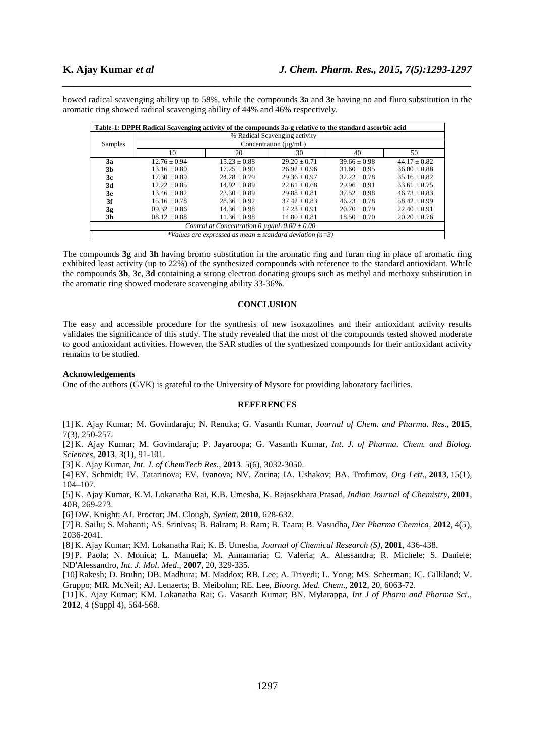howed radical scavenging ability up to 58%, while the compounds **3a** and **3e** having no and fluro substitution in the aromatic ring showed radical scavenging ability of 44% and 46% respectively.

**Table-1: DPPH Radical Scavenging activity of the compounds 3a-g relative to the standard ascorbic acid**

| Samples | % Radical Scavenging activity | | | | |
|---|---|---|---|---|---|
| | Concentration (μg/mL) | | | | |
| | 10 | 20 | 30 | 40 | 50 |
| **3a** | 12.76 ± 0.94 | 15.23 ± 0.88 | 29.20 ± 0.71 | 39.66 ± 0.98 | 44.17 ± 0.82 |
| **3b** | 13.16 ± 0.80 | 17.25 ± 0.90 | 26.92 ± 0.96 | 31.60 ± 0.95 | 36.00 ± 0.88 |
| **3c** | 17.30 ± 0.89 | 24.28 ± 0.79 | 29.36 ± 0.97 | 32.22 ± 0.78 | 35.16 ± 0.82 |
| **3d** | 12.22 ± 0.85 | 14.92 ± 0.89 | 22.61 ± 0.68 | 29.96 ± 0.91 | 33.61 ± 0.75 |
| **3e** | 13.46 ± 0.82 | 23.30 ± 0.89 | 29.88 ± 0.81 | 37.52 ± 0.98 | 46.73 ± 0.83 |
| **3f** | 15.16 ± 0.78 | 28.36 ± 0.92 | 37.42 ± 0.83 | 46.23 ± 0.78 | 58.42 ± 0.99 |
| **3g** | 09.32 ± 0.86 | 14.36 ± 0.98 | 17.23 ± 0.91 | 20.70 ± 0.79 | 22.40 ± 0.91 |
| **3h** | 08.12 ± 0.88 | 11.36 ± 0.98 | 14.80 ± 0.81 | 18.50 ± 0.70 | 20.20 ± 0.76 |

*Control at Concentration 0 μg/mL 0.00 ± 0.00*

*\*Values are expressed as mean ± standard deviation (n=3)*

The compounds **3g** and **3h** having bromo substitution in the aromatic ring and furan ring in place of aromatic ring exhibited least activity (up to 22%) of the synthesized compounds with reference to the standard antioxidant. While the compounds **3b**, **3c**, **3d** containing a strong electron donating groups such as methyl and methoxy substitution in the aromatic ring showed moderate scavenging ability 33-36%.

## CONCLUSION

The easy and accessible procedure for the synthesis of new isoxazolines and their antioxidant activity results validates the significance of this study. The study revealed that the most of the compounds tested showed moderate to good antioxidant activities. However, the SAR studies of the synthesized compounds for their antioxidant activity remains to be studied.

### Acknowledgements

One of the authors (GVK) is grateful to the University of Mysore for providing laboratory facilities.

## REFERENCES

[1] K. Ajay Kumar; M. Govindaraju; N. Renuka; G. Vasanth Kumar, *Journal of Chem. and Pharma. Res.,* **2015**, 7(3), 250-257.

[2] K. Ajay Kumar; M. Govindaraju; P. Jayaroopa; G. Vasanth Kumar, *Int. J. of Pharma. Chem. and Biolog. Sciences,* **2013**, 3(1), 91-101.

[3] K. Ajay Kumar, *Int. J. of ChemTech Res.*, **2013**. 5(6), 3032-3050.

[4] EY. Schmidt; IV. Tatarinova; EV. Ivanova; NV. Zorina; IA. Ushakov; BA. Trofimov, *Org Lett.,* **2013**, 15(1), 104–107.

[5] K. Ajay Kumar, K.M. Lokanatha Rai, K.B. Umesha, K. Rajasekhara Prasad, *Indian Journal of Chemistry,* **2001**, 40B, 269-273.

[6] DW. Knight; AJ. Proctor; JM. Clough, *Synlett*, **2010**, 628-632.

[7] B. Sailu; S. Mahanti; AS. Srinivas; B. Balram; B. Ram; B. Taara; B. Vasudha, *Der Pharma Chemica*, **2012**, 4(5), 2036-2041.

[8] K. Ajay Kumar; KM. Lokanatha Rai; K. B. Umesha, *Journal of Chemical Research (S)*, **2001**, 436-438.

[9] P. Paola; N. Monica; L. Manuela; M. Annamaria; C. Valeria; A. Alessandra; R. Michele; S. Daniele; ND'Alessandro, *Int. J. Mol. Med*., **2007**, 20, 329-335.

[10] Rakesh; D. Bruhn; DB. Madhura; M. Maddox; RB. Lee; A. Trivedi; L. Yong; MS. Scherman; JC. Gilliland; V. Gruppo; MR. McNeil; AJ. Lenaerts; B. Meibohm; RE. Lee, *Bioorg. Med. Chem*., **2012**, 20, 6063-72.

[11] K. Ajay Kumar; KM. Lokanatha Rai; G. Vasanth Kumar; BN. Mylarappa, *Int J of Pharm and Pharma Sci.*, **2012**, 4 (Suppl 4), 564-568.